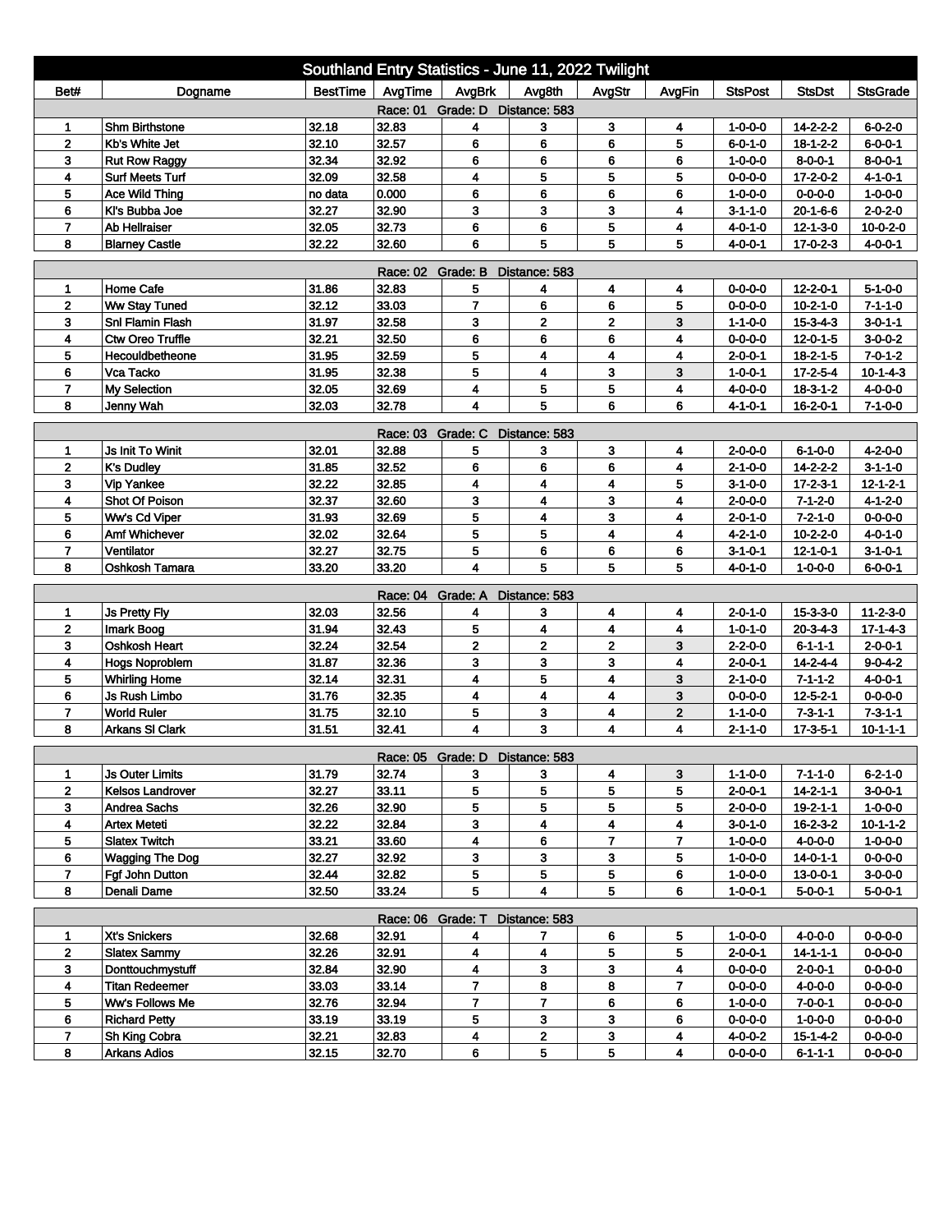# Southland Entry Statistics - June 11, 2022 Twilight

| Bet# | Dogname | BestTime | AvgTime | AvgBrk | Avg8th | AvgStr | AvgFin | StsPost | StsDst | StsGrade |
|---|---|---|---|---|---|---|---|---|---|---|
| | | | Race: 01 Grade: D Distance: 583 | | | | | | | |
| 1 | Shm Birthstone | 32.18 | 32.83 | 4 | 3 | 3 | 4 | 1-0-0-0 | 14-2-2-2 | 6-0-2-0 |
| 2 | Kb's White Jet | 32.10 | 32.57 | 6 | 6 | 6 | 5 | 6-0-1-0 | 18-1-2-2 | 6-0-0-1 |
| 3 | Rut Row Raggy | 32.34 | 32.92 | 6 | 6 | 6 | 6 | 1-0-0-0 | 8-0-0-1 | 8-0-0-1 |
| 4 | Surf Meets Turf | 32.09 | 32.58 | 4 | 5 | 5 | 5 | 0-0-0-0 | 17-2-0-2 | 4-1-0-1 |
| 5 | Ace Wild Thing | no data | 0.000 | 6 | 6 | 6 | 6 | 1-0-0-0 | 0-0-0-0 | 1-0-0-0 |
| 6 | Kl's Bubba Joe | 32.27 | 32.90 | 3 | 3 | 3 | 4 | 3-1-1-0 | 20-1-6-6 | 2-0-2-0 |
| 7 | Ab Hellraiser | 32.05 | 32.73 | 6 | 6 | 5 | 4 | 4-0-1-0 | 12-1-3-0 | 10-0-2-0 |
| 8 | Blarney Castle | 32.22 | 32.60 | 6 | 5 | 5 | 5 | 4-0-0-1 | 17-0-2-3 | 4-0-0-1 |
| | | | Race: 02 Grade: B Distance: 583 | | | | | | | |
| 1 | Home Cafe | 31.86 | 32.83 | 5 | 4 | 4 | 4 | 0-0-0-0 | 12-2-0-1 | 5-1-0-0 |
| 2 | Ww Stay Tuned | 32.12 | 33.03 | 7 | 6 | 6 | 5 | 0-0-0-0 | 10-2-1-0 | 7-1-1-0 |
| 3 | Snl Flamin Flash | 31.97 | 32.58 | 3 | 2 | 2 | 3 | 1-1-0-0 | 15-3-4-3 | 3-0-1-1 |
| 4 | Ctw Oreo Truffle | 32.21 | 32.50 | 6 | 6 | 6 | 4 | 0-0-0-0 | 12-0-1-5 | 3-0-0-2 |
| 5 | Hecouldbetheone | 31.95 | 32.59 | 5 | 4 | 4 | 4 | 2-0-0-1 | 18-2-1-5 | 7-0-1-2 |
| 6 | Vca Tacko | 31.95 | 32.38 | 5 | 4 | 3 | 3 | 1-0-0-1 | 17-2-5-4 | 10-1-4-3 |
| 7 | My Selection | 32.05 | 32.69 | 4 | 5 | 5 | 4 | 4-0-0-0 | 18-3-1-2 | 4-0-0-0 |
| 8 | Jenny Wah | 32.03 | 32.78 | 4 | 5 | 6 | 6 | 4-1-0-1 | 16-2-0-1 | 7-1-0-0 |
| | | | Race: 03 Grade: C Distance: 583 | | | | | | | |
| 1 | Js Init To Winit | 32.01 | 32.88 | 5 | 3 | 3 | 4 | 2-0-0-0 | 6-1-0-0 | 4-2-0-0 |
| 2 | K's Dudley | 31.85 | 32.52 | 6 | 6 | 6 | 4 | 2-1-0-0 | 14-2-2-2 | 3-1-1-0 |
| 3 | Vip Yankee | 32.22 | 32.85 | 4 | 4 | 4 | 5 | 3-1-0-0 | 17-2-3-1 | 12-1-2-1 |
| 4 | Shot Of Poison | 32.37 | 32.60 | 3 | 4 | 3 | 4 | 2-0-0-0 | 7-1-2-0 | 4-1-2-0 |
| 5 | Ww's Cd Viper | 31.93 | 32.69 | 5 | 4 | 3 | 4 | 2-0-1-0 | 7-2-1-0 | 0-0-0-0 |
| 6 | Amf Whichever | 32.02 | 32.64 | 5 | 5 | 4 | 4 | 4-2-1-0 | 10-2-2-0 | 4-0-1-0 |
| 7 | Ventilator | 32.27 | 32.75 | 5 | 6 | 6 | 6 | 3-1-0-1 | 12-1-0-1 | 3-1-0-1 |
| 8 | Oshkosh Tamara | 33.20 | 33.20 | 4 | 5 | 5 | 5 | 4-0-1-0 | 1-0-0-0 | 6-0-0-1 |
| | | | Race: 04 Grade: A Distance: 583 | | | | | | | |
| 1 | Js Pretty Fly | 32.03 | 32.56 | 4 | 3 | 4 | 4 | 2-0-1-0 | 15-3-3-0 | 11-2-3-0 |
| 2 | Imark Boog | 31.94 | 32.43 | 5 | 4 | 4 | 4 | 1-0-1-0 | 20-3-4-3 | 17-1-4-3 |
| 3 | Oshkosh Heart | 32.24 | 32.54 | 2 | 2 | 2 | 3 | 2-2-0-0 | 6-1-1-1 | 2-0-0-1 |
| 4 | Hogs Noproblem | 31.87 | 32.36 | 3 | 3 | 3 | 4 | 2-0-0-1 | 14-2-4-4 | 9-0-4-2 |
| 5 | Whirling Home | 32.14 | 32.31 | 4 | 5 | 4 | 3 | 2-1-0-0 | 7-1-1-2 | 4-0-0-1 |
| 6 | Js Rush Limbo | 31.76 | 32.35 | 4 | 4 | 4 | 3 | 0-0-0-0 | 12-5-2-1 | 0-0-0-0 |
| 7 | World Ruler | 31.75 | 32.10 | 5 | 3 | 4 | 2 | 1-1-0-0 | 7-3-1-1 | 7-3-1-1 |
| 8 | Arkans Sl Clark | 31.51 | 32.41 | 4 | 3 | 4 | 4 | 2-1-1-0 | 17-3-5-1 | 10-1-1-1 |
| | | | Race: 05 Grade: D Distance: 583 | | | | | | | |
| 1 | Js Outer Limits | 31.79 | 32.74 | 3 | 3 | 4 | 3 | 1-1-0-0 | 7-1-1-0 | 6-2-1-0 |
| 2 | Kelsos Landrover | 32.27 | 33.11 | 5 | 5 | 5 | 5 | 2-0-0-1 | 14-2-1-1 | 3-0-0-1 |
| 3 | Andrea Sachs | 32.26 | 32.90 | 5 | 5 | 5 | 5 | 2-0-0-0 | 19-2-1-1 | 1-0-0-0 |
| 4 | Artex Meteti | 32.22 | 32.84 | 3 | 4 | 4 | 4 | 3-0-1-0 | 16-2-3-2 | 10-1-1-2 |
| 5 | Slatex Twitch | 33.21 | 33.60 | 4 | 6 | 7 | 7 | 1-0-0-0 | 4-0-0-0 | 1-0-0-0 |
| 6 | Wagging The Dog | 32.27 | 32.92 | 3 | 3 | 3 | 5 | 1-0-0-0 | 14-0-1-1 | 0-0-0-0 |
| 7 | Fgf John Dutton | 32.44 | 32.82 | 5 | 5 | 5 | 6 | 1-0-0-0 | 13-0-0-1 | 3-0-0-0 |
| 8 | Denali Dame | 32.50 | 33.24 | 5 | 4 | 5 | 6 | 1-0-0-1 | 5-0-0-1 | 5-0-0-1 |
| | | | Race: 06 Grade: T Distance: 583 | | | | | | | |
| 1 | Xt's Snickers | 32.68 | 32.91 | 4 | 7 | 6 | 5 | 1-0-0-0 | 4-0-0-0 | 0-0-0-0 |
| 2 | Slatex Sammy | 32.26 | 32.91 | 4 | 4 | 5 | 5 | 2-0-0-1 | 14-1-1-1 | 0-0-0-0 |
| 3 | Donttouchmystuff | 32.84 | 32.90 | 4 | 3 | 3 | 4 | 0-0-0-0 | 2-0-0-1 | 0-0-0-0 |
| 4 | Titan Redeemer | 33.03 | 33.14 | 7 | 8 | 8 | 7 | 0-0-0-0 | 4-0-0-0 | 0-0-0-0 |
| 5 | Ww's Follows Me | 32.76 | 32.94 | 7 | 7 | 6 | 6 | 1-0-0-0 | 7-0-0-1 | 0-0-0-0 |
| 6 | Richard Petty | 33.19 | 33.19 | 5 | 3 | 3 | 6 | 0-0-0-0 | 1-0-0-0 | 0-0-0-0 |
| 7 | Sh King Cobra | 32.21 | 32.83 | 4 | 2 | 3 | 4 | 4-0-0-2 | 15-1-4-2 | 0-0-0-0 |
| 8 | Arkans Adios | 32.15 | 32.70 | 6 | 5 | 5 | 4 | 0-0-0-0 | 6-1-1-1 | 0-0-0-0 |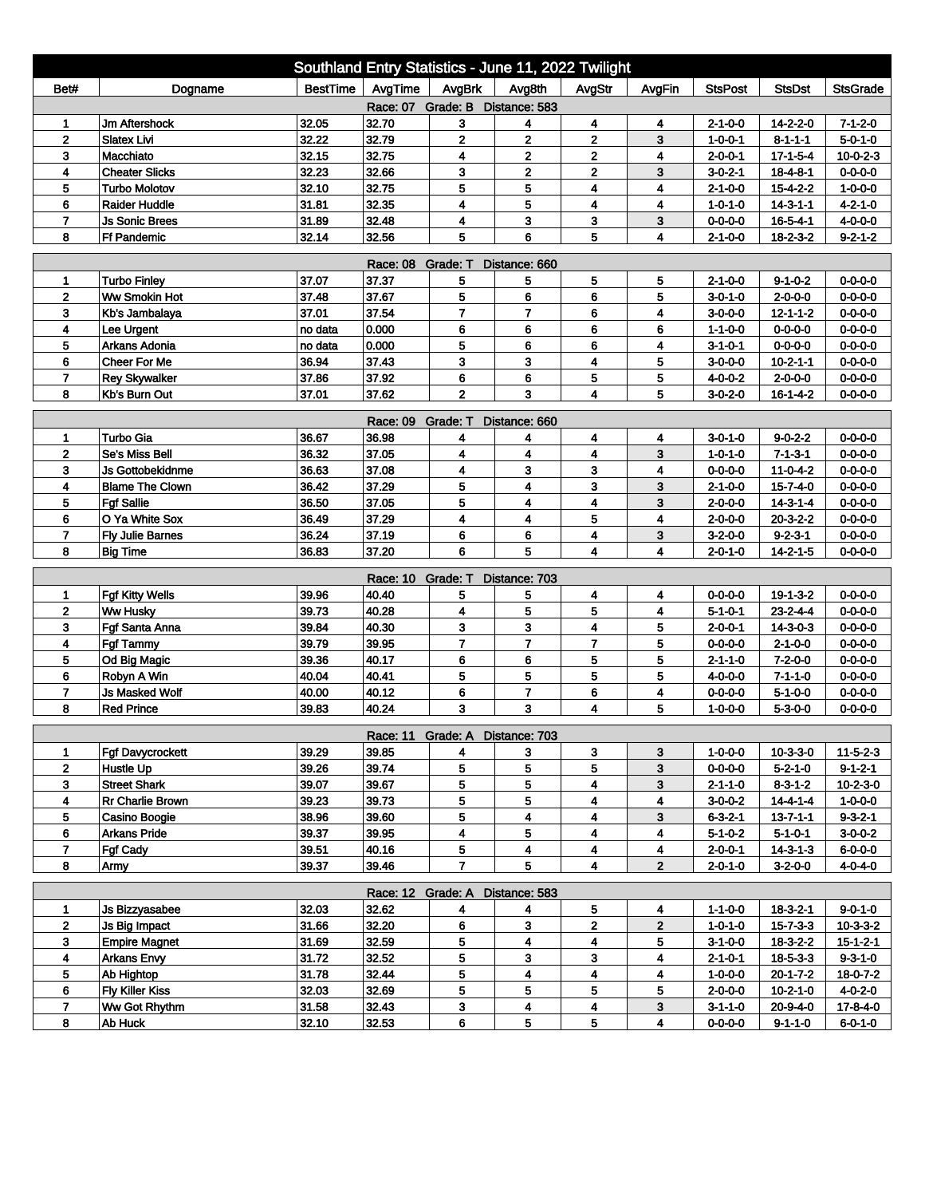# Southland Entry Statistics - June 11, 2022 Twilight

| Bet# | Dogname | BestTime | AvgTime | AvgBrk | Avg8th | AvgStr | AvgFin | StsPost | StsDst | StsGrade |
|---|---|---|---|---|---|---|---|---|---|---|
| Race: 07 Grade: B Distance: 583 | | | | | | | | | | |
| 1 | Jm Aftershock | 32.05 | 32.70 | 3 | 4 | 4 | 4 | 2-1-0-0 | 14-2-2-0 | 7-1-2-0 |
| 2 | Slatex Livi | 32.22 | 32.79 | 2 | 2 | 2 | 3 | 1-0-0-1 | 8-1-1-1 | 5-0-1-0 |
| 3 | Macchiato | 32.15 | 32.75 | 4 | 2 | 2 | 4 | 2-0-0-1 | 17-1-5-4 | 10-0-2-3 |
| 4 | Cheater Slicks | 32.23 | 32.66 | 3 | 2 | 2 | 3 | 3-0-2-1 | 18-4-8-1 | 0-0-0-0 |
| 5 | Turbo Molotov | 32.10 | 32.75 | 5 | 5 | 4 | 4 | 2-1-0-0 | 15-4-2-2 | 1-0-0-0 |
| 6 | Raider Huddle | 31.81 | 32.35 | 4 | 5 | 4 | 4 | 1-0-1-0 | 14-3-1-1 | 4-2-1-0 |
| 7 | Js Sonic Brees | 31.89 | 32.48 | 4 | 3 | 3 | 3 | 0-0-0-0 | 16-5-4-1 | 4-0-0-0 |
| 8 | Ff Pandemic | 32.14 | 32.56 | 5 | 6 | 5 | 4 | 2-1-0-0 | 18-2-3-2 | 9-2-1-2 |
| Race: 08 Grade: T Distance: 660 | | | | | | | | | | |
| 1 | Turbo Finley | 37.07 | 37.37 | 5 | 5 | 5 | 5 | 2-1-0-0 | 9-1-0-2 | 0-0-0-0 |
| 2 | Ww Smokin Hot | 37.48 | 37.67 | 5 | 6 | 6 | 5 | 3-0-1-0 | 2-0-0-0 | 0-0-0-0 |
| 3 | Kb's Jambalaya | 37.01 | 37.54 | 7 | 7 | 6 | 4 | 3-0-0-0 | 12-1-1-2 | 0-0-0-0 |
| 4 | Lee Urgent | no data | 0.000 | 6 | 6 | 6 | 6 | 1-1-0-0 | 0-0-0-0 | 0-0-0-0 |
| 5 | Arkans Adonia | no data | 0.000 | 5 | 6 | 6 | 4 | 3-1-0-1 | 0-0-0-0 | 0-0-0-0 |
| 6 | Cheer For Me | 36.94 | 37.43 | 3 | 3 | 4 | 5 | 3-0-0-0 | 10-2-1-1 | 0-0-0-0 |
| 7 | Rey Skywalker | 37.86 | 37.92 | 6 | 6 | 5 | 5 | 4-0-0-2 | 2-0-0-0 | 0-0-0-0 |
| 8 | Kb's Burn Out | 37.01 | 37.62 | 2 | 3 | 4 | 5 | 3-0-2-0 | 16-1-4-2 | 0-0-0-0 |
| Race: 09 Grade: T Distance: 660 | | | | | | | | | | |
| 1 | Turbo Gia | 36.67 | 36.98 | 4 | 4 | 4 | 4 | 3-0-1-0 | 9-0-2-2 | 0-0-0-0 |
| 2 | Se's Miss Bell | 36.32 | 37.05 | 4 | 4 | 4 | 3 | 1-0-1-0 | 7-1-3-1 | 0-0-0-0 |
| 3 | Js Gottobekidnme | 36.63 | 37.08 | 4 | 3 | 3 | 4 | 0-0-0-0 | 11-0-4-2 | 0-0-0-0 |
| 4 | Blame The Clown | 36.42 | 37.29 | 5 | 4 | 3 | 3 | 2-1-0-0 | 15-7-4-0 | 0-0-0-0 |
| 5 | Fgf Sallie | 36.50 | 37.05 | 5 | 4 | 4 | 3 | 2-0-0-0 | 14-3-1-4 | 0-0-0-0 |
| 6 | O Ya White Sox | 36.49 | 37.29 | 4 | 4 | 5 | 4 | 2-0-0-0 | 20-3-2-2 | 0-0-0-0 |
| 7 | Fly Julie Barnes | 36.24 | 37.19 | 6 | 6 | 4 | 3 | 3-2-0-0 | 9-2-3-1 | 0-0-0-0 |
| 8 | Big Time | 36.83 | 37.20 | 6 | 5 | 4 | 4 | 2-0-1-0 | 14-2-1-5 | 0-0-0-0 |
| Race: 10 Grade: T Distance: 703 | | | | | | | | | | |
| 1 | Fgf Kitty Wells | 39.96 | 40.40 | 5 | 5 | 4 | 4 | 0-0-0-0 | 19-1-3-2 | 0-0-0-0 |
| 2 | Ww Husky | 39.73 | 40.28 | 4 | 5 | 5 | 4 | 5-1-0-1 | 23-2-4-4 | 0-0-0-0 |
| 3 | Fgf Santa Anna | 39.84 | 40.30 | 3 | 3 | 4 | 5 | 2-0-0-1 | 14-3-0-3 | 0-0-0-0 |
| 4 | Fgf Tammy | 39.79 | 39.95 | 7 | 7 | 7 | 5 | 0-0-0-0 | 2-1-0-0 | 0-0-0-0 |
| 5 | Od Big Magic | 39.36 | 40.17 | 6 | 6 | 5 | 5 | 2-1-1-0 | 7-2-0-0 | 0-0-0-0 |
| 6 | Robyn A Win | 40.04 | 40.41 | 5 | 5 | 5 | 5 | 4-0-0-0 | 7-1-1-0 | 0-0-0-0 |
| 7 | Js Masked Wolf | 40.00 | 40.12 | 6 | 7 | 6 | 4 | 0-0-0-0 | 5-1-0-0 | 0-0-0-0 |
| 8 | Red Prince | 39.83 | 40.24 | 3 | 3 | 4 | 5 | 1-0-0-0 | 5-3-0-0 | 0-0-0-0 |
| Race: 11 Grade: A Distance: 703 | | | | | | | | | | |
| 1 | Fgf Davycrockett | 39.29 | 39.85 | 4 | 3 | 3 | 3 | 1-0-0-0 | 10-3-3-0 | 11-5-2-3 |
| 2 | Hustle Up | 39.26 | 39.74 | 5 | 5 | 5 | 3 | 0-0-0-0 | 5-2-1-0 | 9-1-2-1 |
| 3 | Street Shark | 39.07 | 39.67 | 5 | 5 | 4 | 3 | 2-1-1-0 | 8-3-1-2 | 10-2-3-0 |
| 4 | Rr Charlie Brown | 39.23 | 39.73 | 5 | 5 | 4 | 4 | 3-0-0-2 | 14-4-1-4 | 1-0-0-0 |
| 5 | Casino Boogie | 38.96 | 39.60 | 5 | 4 | 4 | 3 | 6-3-2-1 | 13-7-1-1 | 9-3-2-1 |
| 6 | Arkans Pride | 39.37 | 39.95 | 4 | 5 | 4 | 4 | 5-1-0-2 | 5-1-0-1 | 3-0-0-2 |
| 7 | Fgf Cady | 39.51 | 40.16 | 5 | 4 | 4 | 4 | 2-0-0-1 | 14-3-1-3 | 6-0-0-0 |
| 8 | Army | 39.37 | 39.46 | 7 | 5 | 4 | 2 | 2-0-1-0 | 3-2-0-0 | 4-0-4-0 |
| Race: 12 Grade: A Distance: 583 | | | | | | | | | | |
| 1 | Js Bizzyasabee | 32.03 | 32.62 | 4 | 4 | 5 | 4 | 1-1-0-0 | 18-3-2-1 | 9-0-1-0 |
| 2 | Js Big Impact | 31.66 | 32.20 | 6 | 3 | 2 | 2 | 1-0-1-0 | 15-7-3-3 | 10-3-3-2 |
| 3 | Empire Magnet | 31.69 | 32.59 | 5 | 4 | 4 | 5 | 3-1-0-0 | 18-3-2-2 | 15-1-2-1 |
| 4 | Arkans Envy | 31.72 | 32.52 | 5 | 3 | 3 | 4 | 2-1-0-1 | 18-5-3-3 | 9-3-1-0 |
| 5 | Ab Hightop | 31.78 | 32.44 | 5 | 4 | 4 | 4 | 1-0-0-0 | 20-1-7-2 | 18-0-7-2 |
| 6 | Fly Killer Kiss | 32.03 | 32.69 | 5 | 5 | 5 | 5 | 2-0-0-0 | 10-2-1-0 | 4-0-2-0 |
| 7 | Ww Got Rhythm | 31.58 | 32.43 | 3 | 4 | 4 | 3 | 3-1-1-0 | 20-9-4-0 | 17-8-4-0 |
| 8 | Ab Huck | 32.10 | 32.53 | 6 | 5 | 5 | 4 | 0-0-0-0 | 9-1-1-0 | 6-0-1-0 |